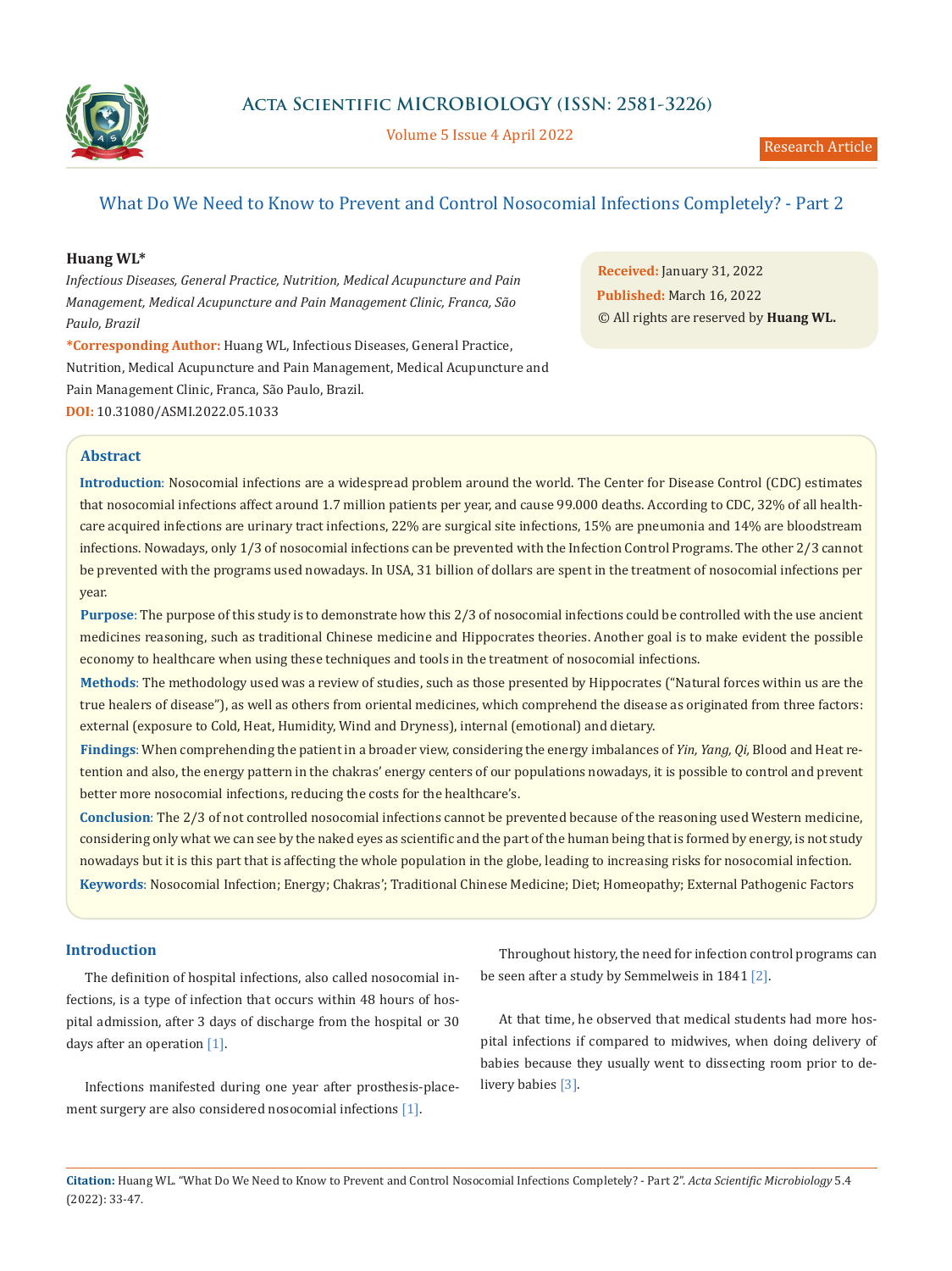Acta Scientific MICROBIOLOGY (ISSN: 2581-3226)

Volume 5 Issue 4 April 2022

Research Article

# What Do We Need to Know to Prevent and Control Nosocomial Infections Completely? - Part 2

**Huang WL***

*Infectious Diseases, General Practice, Nutrition, Medical Acupuncture and Pain Management, Medical Acupuncture and Pain Management Clinic, Franca, São Paulo, Brazil*

**\*Corresponding Author:** Huang WL, Infectious Diseases, General Practice, Nutrition, Medical Acupuncture and Pain Management, Medical Acupuncture and Pain Management Clinic, Franca, São Paulo, Brazil.

**DOI:** 10.31080/ASMI.2022.05.1033

**Received:** January 31, 2022
**Published:** March 16, 2022
© All rights are reserved by **Huang WL.**

## Abstract

**Introduction**: Nosocomial infections are a widespread problem around the world. The Center for Disease Control (CDC) estimates that nosocomial infections affect around 1.7 million patients per year, and cause 99.000 deaths. According to CDC, 32% of all healthcare acquired infections are urinary tract infections, 22% are surgical site infections, 15% are pneumonia and 14% are bloodstream infections. Nowadays, only 1/3 of nosocomial infections can be prevented with the Infection Control Programs. The other 2/3 cannot be prevented with the programs used nowadays. In USA, 31 billion of dollars are spent in the treatment of nosocomial infections per year.

**Purpose**: The purpose of this study is to demonstrate how this 2/3 of nosocomial infections could be controlled with the use ancient medicines reasoning, such as traditional Chinese medicine and Hippocrates theories. Another goal is to make evident the possible economy to healthcare when using these techniques and tools in the treatment of nosocomial infections.

**Methods**: The methodology used was a review of studies, such as those presented by Hippocrates ("Natural forces within us are the true healers of disease"), as well as others from oriental medicines, which comprehend the disease as originated from three factors: external (exposure to Cold, Heat, Humidity, Wind and Dryness), internal (emotional) and dietary.

**Findings**: When comprehending the patient in a broader view, considering the energy imbalances of *Yin, Yang, Qi,* Blood and Heat retention and also, the energy pattern in the chakras' energy centers of our populations nowadays, it is possible to control and prevent better more nosocomial infections, reducing the costs for the healthcare's.

**Conclusion**: The 2/3 of not controlled nosocomial infections cannot be prevented because of the reasoning used Western medicine, considering only what we can see by the naked eyes as scientific and the part of the human being that is formed by energy, is not study nowadays but it is this part that is affecting the whole population in the globe, leading to increasing risks for nosocomial infection.

**Keywords**: Nosocomial Infection; Energy; Chakras'; Traditional Chinese Medicine; Diet; Homeopathy; External Pathogenic Factors

## Introduction

The definition of hospital infections, also called nosocomial infections, is a type of infection that occurs within 48 hours of hospital admission, after 3 days of discharge from the hospital or 30 days after an operation [1].

Infections manifested during one year after prosthesis-placement surgery are also considered nosocomial infections [1].

Throughout history, the need for infection control programs can be seen after a study by Semmelweis in 1841 [2].

At that time, he observed that medical students had more hospital infections if compared to midwives, when doing delivery of babies because they usually went to dissecting room prior to delivery babies [3].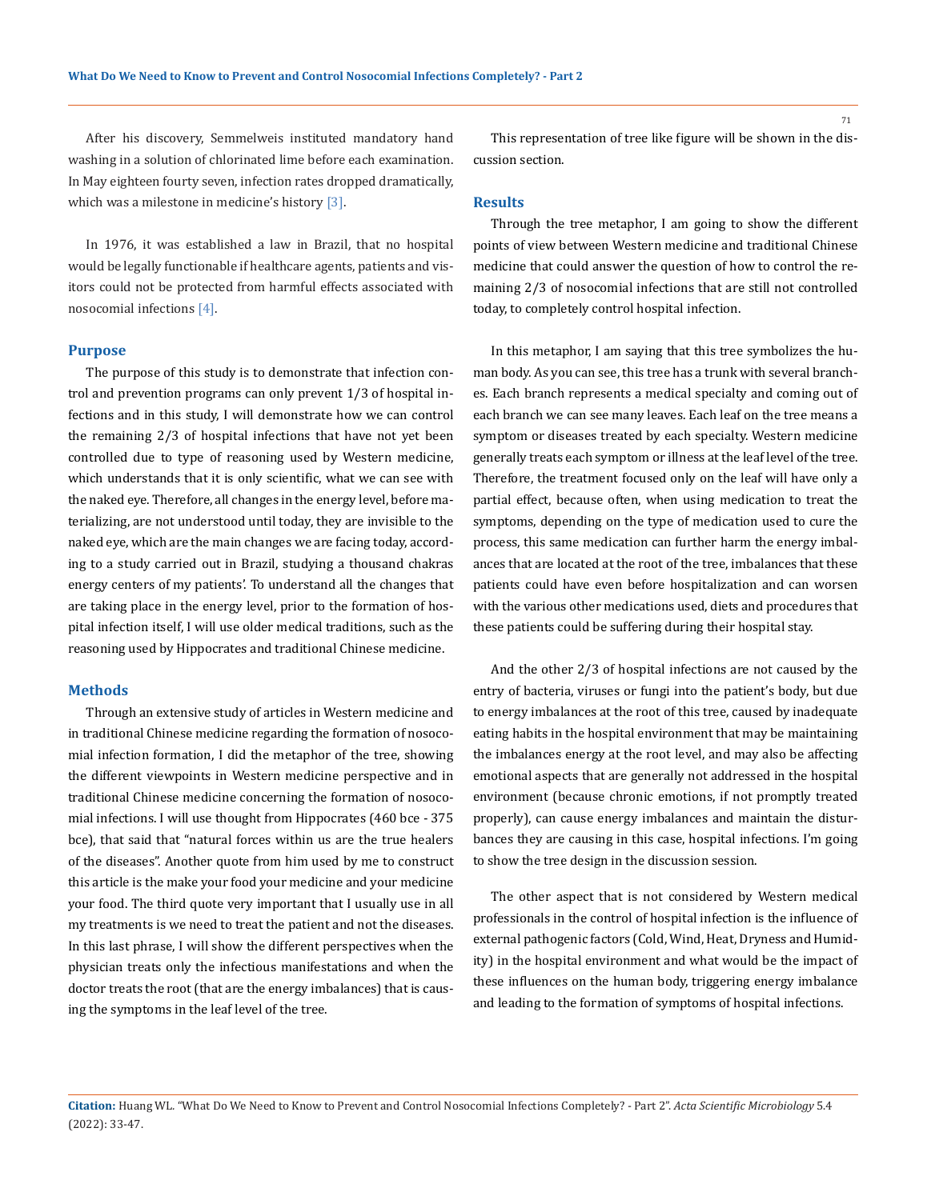After his discovery, Semmelweis instituted mandatory hand washing in a solution of chlorinated lime before each examination. In May eighteen fourty seven, infection rates dropped dramatically, which was a milestone in medicine's history [3].

In 1976, it was established a law in Brazil, that no hospital would be legally functionable if healthcare agents, patients and visitors could not be protected from harmful effects associated with nosocomial infections [4].

## Purpose

The purpose of this study is to demonstrate that infection control and prevention programs can only prevent 1/3 of hospital infections and in this study, I will demonstrate how we can control the remaining 2/3 of hospital infections that have not yet been controlled due to type of reasoning used by Western medicine, which understands that it is only scientific, what we can see with the naked eye. Therefore, all changes in the energy level, before materializing, are not understood until today, they are invisible to the naked eye, which are the main changes we are facing today, according to a study carried out in Brazil, studying a thousand chakras energy centers of my patients'. To understand all the changes that are taking place in the energy level, prior to the formation of hospital infection itself, I will use older medical traditions, such as the reasoning used by Hippocrates and traditional Chinese medicine.

## Methods

Through an extensive study of articles in Western medicine and in traditional Chinese medicine regarding the formation of nosocomial infection formation, I did the metaphor of the tree, showing the different viewpoints in Western medicine perspective and in traditional Chinese medicine concerning the formation of nosocomial infections. I will use thought from Hippocrates (460 bce - 375 bce), that said that "natural forces within us are the true healers of the diseases". Another quote from him used by me to construct this article is the make your food your medicine and your medicine your food. The third quote very important that I usually use in all my treatments is we need to treat the patient and not the diseases. In this last phrase, I will show the different perspectives when the physician treats only the infectious manifestations and when the doctor treats the root (that are the energy imbalances) that is causing the symptoms in the leaf level of the tree.

This representation of tree like figure will be shown in the discussion section.

## Results

Through the tree metaphor, I am going to show the different points of view between Western medicine and traditional Chinese medicine that could answer the question of how to control the remaining 2/3 of nosocomial infections that are still not controlled today, to completely control hospital infection.

In this metaphor, I am saying that this tree symbolizes the human body. As you can see, this tree has a trunk with several branches. Each branch represents a medical specialty and coming out of each branch we can see many leaves. Each leaf on the tree means a symptom or diseases treated by each specialty. Western medicine generally treats each symptom or illness at the leaf level of the tree. Therefore, the treatment focused only on the leaf will have only a partial effect, because often, when using medication to treat the symptoms, depending on the type of medication used to cure the process, this same medication can further harm the energy imbalances that are located at the root of the tree, imbalances that these patients could have even before hospitalization and can worsen with the various other medications used, diets and procedures that these patients could be suffering during their hospital stay.

And the other 2/3 of hospital infections are not caused by the entry of bacteria, viruses or fungi into the patient's body, but due to energy imbalances at the root of this tree, caused by inadequate eating habits in the hospital environment that may be maintaining the imbalances energy at the root level, and may also be affecting emotional aspects that are generally not addressed in the hospital environment (because chronic emotions, if not promptly treated properly), can cause energy imbalances and maintain the disturbances they are causing in this case, hospital infections. I'm going to show the tree design in the discussion session.

The other aspect that is not considered by Western medical professionals in the control of hospital infection is the influence of external pathogenic factors (Cold, Wind, Heat, Dryness and Humidity) in the hospital environment and what would be the impact of these influences on the human body, triggering energy imbalance and leading to the formation of symptoms of hospital infections.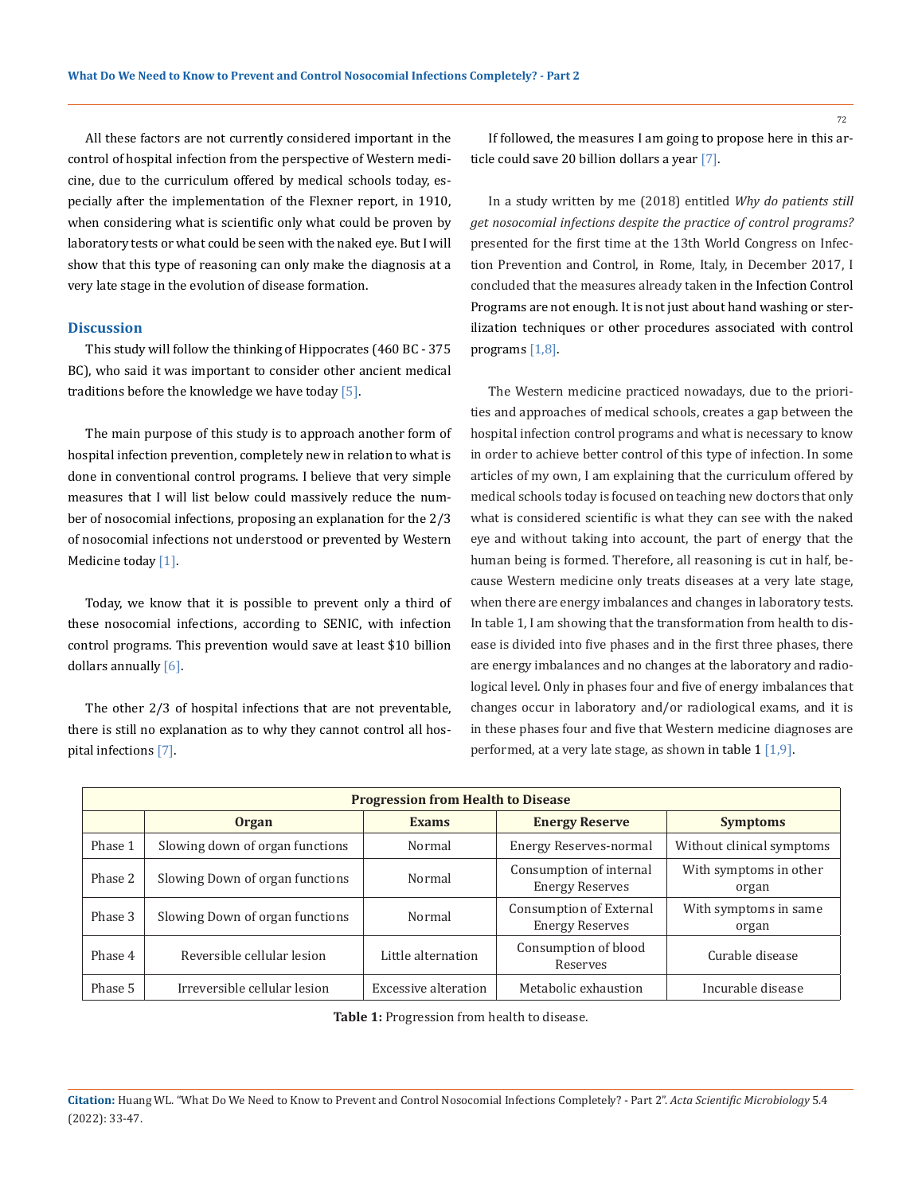All these factors are not currently considered important in the control of hospital infection from the perspective of Western medicine, due to the curriculum offered by medical schools today, especially after the implementation of the Flexner report, in 1910, when considering what is scientific only what could be proven by laboratory tests or what could be seen with the naked eye. But I will show that this type of reasoning can only make the diagnosis at a very late stage in the evolution of disease formation.

## Discussion

This study will follow the thinking of Hippocrates (460 BC - 375 BC), who said it was important to consider other ancient medical traditions before the knowledge we have today [5].

The main purpose of this study is to approach another form of hospital infection prevention, completely new in relation to what is done in conventional control programs. I believe that very simple measures that I will list below could massively reduce the number of nosocomial infections, proposing an explanation for the 2/3 of nosocomial infections not understood or prevented by Western Medicine today [1].

Today, we know that it is possible to prevent only a third of these nosocomial infections, according to SENIC, with infection control programs. This prevention would save at least $10 billion dollars annually [6].

The other 2/3 of hospital infections that are not preventable, there is still no explanation as to why they cannot control all hospital infections [7].

If followed, the measures I am going to propose here in this article could save 20 billion dollars a year [7].

In a study written by me (2018) entitled *Why do patients still get nosocomial infections despite the practice of control programs?* presented for the first time at the 13th World Congress on Infection Prevention and Control, in Rome, Italy, in December 2017, I concluded that the measures already taken in the Infection Control Programs are not enough. It is not just about hand washing or sterilization techniques or other procedures associated with control programs [1,8].

The Western medicine practiced nowadays, due to the priorities and approaches of medical schools, creates a gap between the hospital infection control programs and what is necessary to know in order to achieve better control of this type of infection. In some articles of my own, I am explaining that the curriculum offered by medical schools today is focused on teaching new doctors that only what is considered scientific is what they can see with the naked eye and without taking into account, the part of energy that the human being is formed. Therefore, all reasoning is cut in half, because Western medicine only treats diseases at a very late stage, when there are energy imbalances and changes in laboratory tests. In table 1, I am showing that the transformation from health to disease is divided into five phases and in the first three phases, there are energy imbalances and no changes at the laboratory and radiological level. Only in phases four and five of energy imbalances that changes occur in laboratory and/or radiological exams, and it is in these phases four and five that Western medicine diagnoses are performed, at a very late stage, as shown in table 1 [1,9].

| Progression from Health to Disease | | | | |
|---|---|---|---|---|
| | Organ | Exams | Energy Reserve | Symptoms |
| Phase 1 | Slowing down of organ functions | Normal | Energy Reserves-normal | Without clinical symptoms |
| Phase 2 | Slowing Down of organ functions | Normal | Consumption of internal Energy Reserves | With symptoms in other organ |
| Phase 3 | Slowing Down of organ functions | Normal | Consumption of External Energy Reserves | With symptoms in same organ |
| Phase 4 | Reversible cellular lesion | Little alternation | Consumption of blood Reserves | Curable disease |
| Phase 5 | Irreversible cellular lesion | Excessive alteration | Metabolic exhaustion | Incurable disease |

**Table 1:** Progression from health to disease.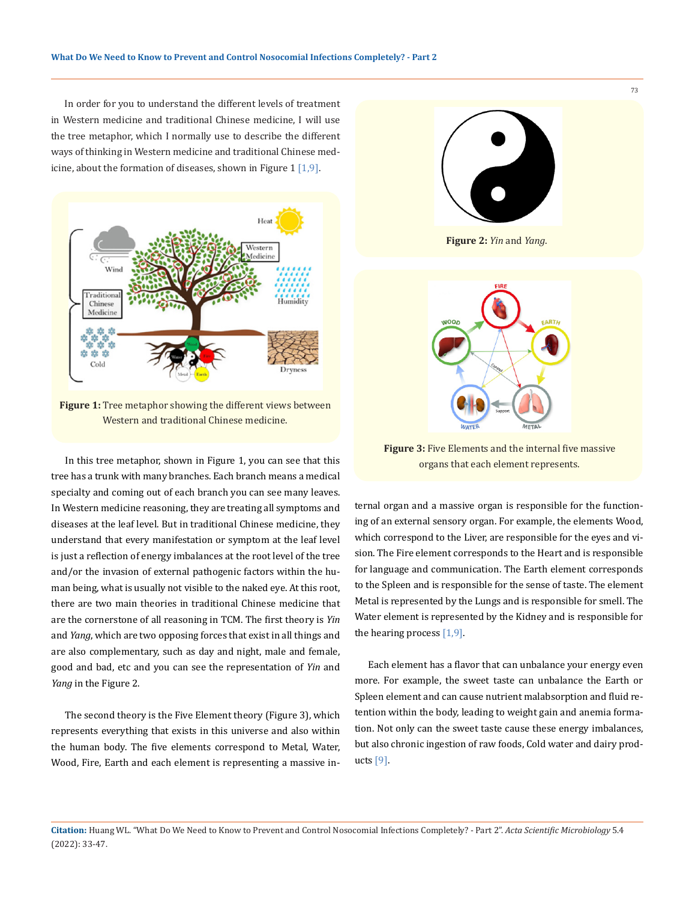In order for you to understand the different levels of treatment in Western medicine and traditional Chinese medicine, I will use the tree metaphor, which I normally use to describe the different ways of thinking in Western medicine and traditional Chinese medicine, about the formation of diseases, shown in Figure 1 [1,9].

**Figure 1:** Tree metaphor showing the different views between Western and traditional Chinese medicine.

In this tree metaphor, shown in Figure 1, you can see that this tree has a trunk with many branches. Each branch means a medical specialty and coming out of each branch you can see many leaves. In Western medicine reasoning, they are treating all symptoms and diseases at the leaf level. But in traditional Chinese medicine, they understand that every manifestation or symptom at the leaf level is just a reflection of energy imbalances at the root level of the tree and/or the invasion of external pathogenic factors within the human being, what is usually not visible to the naked eye. At this root, there are two main theories in traditional Chinese medicine that are the cornerstone of all reasoning in TCM. The first theory is *Yin* and *Yang*, which are two opposing forces that exist in all things and are also complementary, such as day and night, male and female, good and bad, etc and you can see the representation of *Yin* and *Yang* in the Figure 2.

**Figure 2:** *Yin* and *Yang*.

The second theory is the Five Element theory (Figure 3), which represents everything that exists in this universe and also within the human body. The five elements correspond to Metal, Water, Wood, Fire, Earth and each element is representing a massive internal organ and a massive organ is responsible for the functioning of an external sensory organ. For example, the elements Wood, which correspond to the Liver, are responsible for the eyes and vision. The Fire element corresponds to the Heart and is responsible for language and communication. The Earth element corresponds to the Spleen and is responsible for the sense of taste. The element Metal is represented by the Lungs and is responsible for smell. The Water element is represented by the Kidney and is responsible for the hearing process [1,9].

**Figure 3:** Five Elements and the internal five massive organs that each element represents.

Each element has a flavor that can unbalance your energy even more. For example, the sweet taste can unbalance the Earth or Spleen element and can cause nutrient malabsorption and fluid retention within the body, leading to weight gain and anemia formation. Not only can the sweet taste cause these energy imbalances, but also chronic ingestion of raw foods, Cold water and dairy products [9].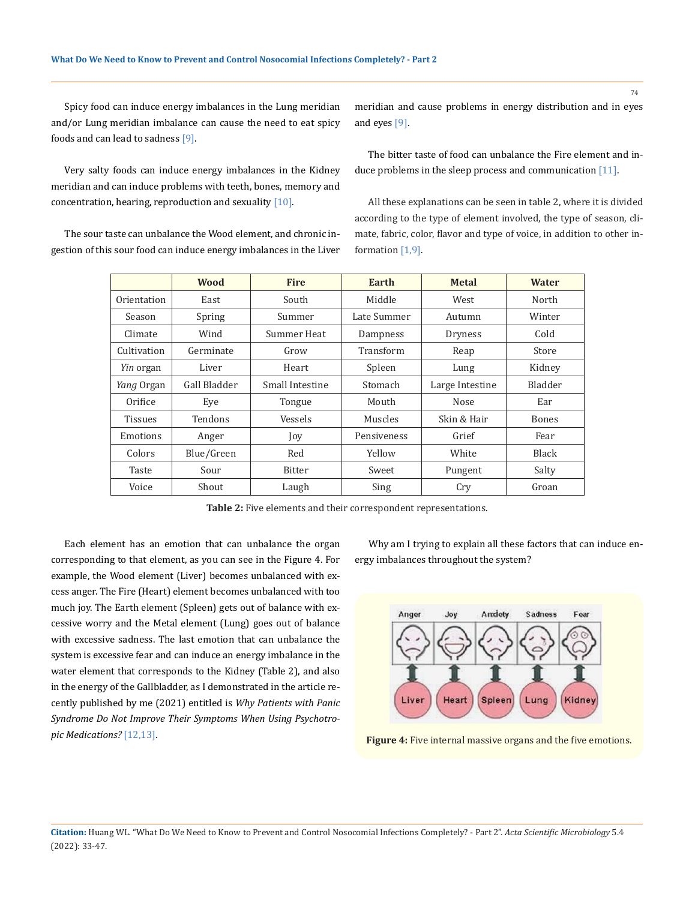Spicy food can induce energy imbalances in the Lung meridian and/or Lung meridian imbalance can cause the need to eat spicy foods and can lead to sadness [9].

Very salty foods can induce energy imbalances in the Kidney meridian and can induce problems with teeth, bones, memory and concentration, hearing, reproduction and sexuality [10].

The sour taste can unbalance the Wood element, and chronic ingestion of this sour food can induce energy imbalances in the Liver meridian and cause problems in energy distribution and in eyes and eyes [9].

The bitter taste of food can unbalance the Fire element and induce problems in the sleep process and communication [11].

All these explanations can be seen in table 2, where it is divided according to the type of element involved, the type of season, climate, fabric, color, flavor and type of voice, in addition to other information [1,9].

| | Wood | Fire | Earth | Metal | Water |
|---|---|---|---|---|---|
| Orientation | East | South | Middle | West | North |
| Season | Spring | Summer | Late Summer | Autumn | Winter |
| Climate | Wind | Summer Heat | Dampness | Dryness | Cold |
| Cultivation | Germinate | Grow | Transform | Reap | Store |
| *Yin* organ | Liver | Heart | Spleen | Lung | Kidney |
| *Yang* Organ | Gall Bladder | Small Intestine | Stomach | Large Intestine | Bladder |
| Orifice | Eye | Tongue | Mouth | Nose | Ear |
| Tissues | Tendons | Vessels | Muscles | Skin & Hair | Bones |
| Emotions | Anger | Joy | Pensiveness | Grief | Fear |
| Colors | Blue/Green | Red | Yellow | White | Black |
| Taste | Sour | Bitter | Sweet | Pungent | Salty |
| Voice | Shout | Laugh | Sing | Cry | Groan |

**Table 2:** Five elements and their correspondent representations.

Each element has an emotion that can unbalance the organ corresponding to that element, as you can see in the Figure 4. For example, the Wood element (Liver) becomes unbalanced with excess anger. The Fire (Heart) element becomes unbalanced with too much joy. The Earth element (Spleen) gets out of balance with excessive worry and the Metal element (Lung) goes out of balance with excessive sadness. The last emotion that can unbalance the system is excessive fear and can induce an energy imbalance in the water element that corresponds to the Kidney (Table 2), and also in the energy of the Gallbladder, as I demonstrated in the article recently published by me (2021) entitled is *Why Patients with Panic Syndrome Do Not Improve Their Symptoms When Using Psychotropic Medications?* [12,13].

Why am I trying to explain all these factors that can induce energy imbalances throughout the system?

Anger Joy Anxiety Sadness Fear

Liver Heart Spleen Lung Kidney

**Figure 4:** Five internal massive organs and the five emotions.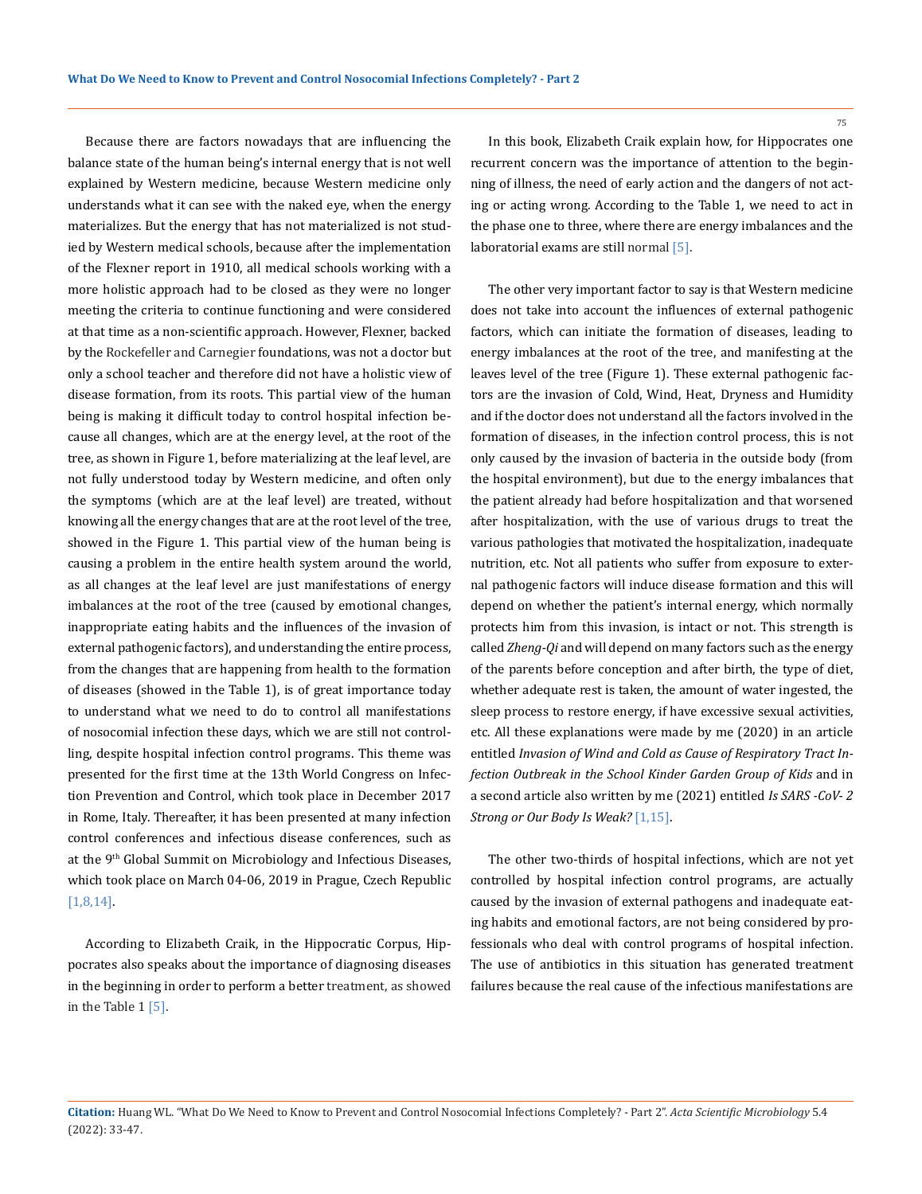Because there are factors nowadays that are influencing the balance state of the human being's internal energy that is not well explained by Western medicine, because Western medicine only understands what it can see with the naked eye, when the energy materializes. But the energy that has not materialized is not studied by Western medical schools, because after the implementation of the Flexner report in 1910, all medical schools working with a more holistic approach had to be closed as they were no longer meeting the criteria to continue functioning and were considered at that time as a non-scientific approach. However, Flexner, backed by the Rockefeller and Carnegier foundations, was not a doctor but only a school teacher and therefore did not have a holistic view of disease formation, from its roots. This partial view of the human being is making it difficult today to control hospital infection because all changes, which are at the energy level, at the root of the tree, as shown in Figure 1, before materializing at the leaf level, are not fully understood today by Western medicine, and often only the symptoms (which are at the leaf level) are treated, without knowing all the energy changes that are at the root level of the tree, showed in the Figure 1. This partial view of the human being is causing a problem in the entire health system around the world, as all changes at the leaf level are just manifestations of energy imbalances at the root of the tree (caused by emotional changes, inappropriate eating habits and the influences of the invasion of external pathogenic factors), and understanding the entire process, from the changes that are happening from health to the formation of diseases (showed in the Table 1), is of great importance today to understand what we need to do to control all manifestations of nosocomial infection these days, which we are still not controlling, despite hospital infection control programs. This theme was presented for the first time at the 13th World Congress on Infection Prevention and Control, which took place in December 2017 in Rome, Italy. Thereafter, it has been presented at many infection control conferences and infectious disease conferences, such as at the 9th Global Summit on Microbiology and Infectious Diseases, which took place on March 04-06, 2019 in Prague, Czech Republic [1,8,14].

According to Elizabeth Craik, in the Hippocratic Corpus, Hippocrates also speaks about the importance of diagnosing diseases in the beginning in order to perform a better treatment, as showed in the Table 1 [5].

In this book, Elizabeth Craik explain how, for Hippocrates one recurrent concern was the importance of attention to the beginning of illness, the need of early action and the dangers of not acting or acting wrong. According to the Table 1, we need to act in the phase one to three, where there are energy imbalances and the laboratorial exams are still normal [5].

The other very important factor to say is that Western medicine does not take into account the influences of external pathogenic factors, which can initiate the formation of diseases, leading to energy imbalances at the root of the tree, and manifesting at the leaves level of the tree (Figure 1). These external pathogenic factors are the invasion of Cold, Wind, Heat, Dryness and Humidity and if the doctor does not understand all the factors involved in the formation of diseases, in the infection control process, this is not only caused by the invasion of bacteria in the outside body (from the hospital environment), but due to the energy imbalances that the patient already had before hospitalization and that worsened after hospitalization, with the use of various drugs to treat the various pathologies that motivated the hospitalization, inadequate nutrition, etc. Not all patients who suffer from exposure to external pathogenic factors will induce disease formation and this will depend on whether the patient's internal energy, which normally protects him from this invasion, is intact or not. This strength is called *Zheng-Qi* and will depend on many factors such as the energy of the parents before conception and after birth, the type of diet, whether adequate rest is taken, the amount of water ingested, the sleep process to restore energy, if have excessive sexual activities, etc. All these explanations were made by me (2020) in an article entitled *Invasion of Wind and Cold as Cause of Respiratory Tract Infection Outbreak in the School Kinder Garden Group of Kids* and in a second article also written by me (2021) entitled *Is SARS -CoV- 2 Strong or Our Body Is Weak?* [1,15].

The other two-thirds of hospital infections, which are not yet controlled by hospital infection control programs, are actually caused by the invasion of external pathogens and inadequate eating habits and emotional factors, are not being considered by professionals who deal with control programs of hospital infection. The use of antibiotics in this situation has generated treatment failures because the real cause of the infectious manifestations are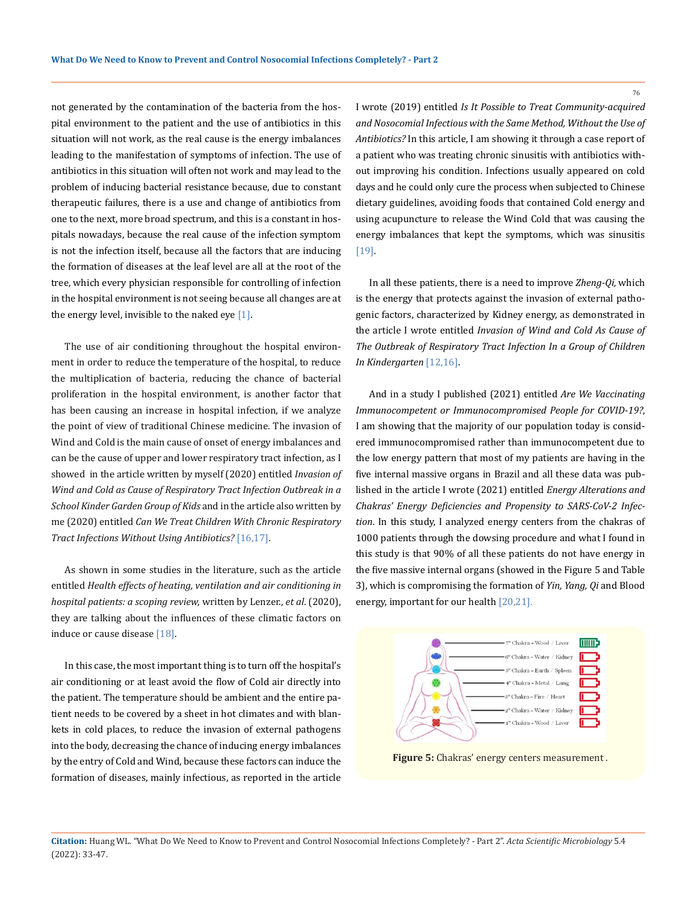not generated by the contamination of the bacteria from the hospital environment to the patient and the use of antibiotics in this situation will not work, as the real cause is the energy imbalances leading to the manifestation of symptoms of infection. The use of antibiotics in this situation will often not work and may lead to the problem of inducing bacterial resistance because, due to constant therapeutic failures, there is a use and change of antibiotics from one to the next, more broad spectrum, and this is a constant in hospitals nowadays, because the real cause of the infection symptom is not the infection itself, because all the factors that are inducing the formation of diseases at the leaf level are all at the root of the tree, which every physician responsible for controlling of infection in the hospital environment is not seeing because all changes are at the energy level, invisible to the naked eye [1].

The use of air conditioning throughout the hospital environment in order to reduce the temperature of the hospital, to reduce the multiplication of bacteria, reducing the chance of bacterial proliferation in the hospital environment, is another factor that has been causing an increase in hospital infection, if we analyze the point of view of traditional Chinese medicine. The invasion of Wind and Cold is the main cause of onset of energy imbalances and can be the cause of upper and lower respiratory tract infection, as I showed in the article written by myself (2020) entitled *Invasion of Wind and Cold as Cause of Respiratory Tract Infection Outbreak in a School Kinder Garden Group of Kids* and in the article also written by me (2020) entitled *Can We Treat Children With Chronic Respiratory Tract Infections Without Using Antibiotics?* [16,17].

As shown in some studies in the literature, such as the article entitled *Health effects of heating, ventilation and air conditioning in hospital patients: a scoping review,* written by Lenzer., *et al*. (2020), they are talking about the influences of these climatic factors on induce or cause disease [18].

In this case, the most important thing is to turn off the hospital's air conditioning or at least avoid the flow of Cold air directly into the patient. The temperature should be ambient and the entire patient needs to be covered by a sheet in hot climates and with blankets in cold places, to reduce the invasion of external pathogens into the body, decreasing the chance of inducing energy imbalances by the entry of Cold and Wind, because these factors can induce the formation of diseases, mainly infectious, as reported in the article I wrote (2019) entitled *Is It Possible to Treat Community-acquired and Nosocomial Infectious with the Same Method, Without the Use of Antibiotics?* In this article, I am showing it through a case report of a patient who was treating chronic sinusitis with antibiotics without improving his condition. Infections usually appeared on cold days and he could only cure the process when subjected to Chinese dietary guidelines, avoiding foods that contained Cold energy and using acupuncture to release the Wind Cold that was causing the energy imbalances that kept the symptoms, which was sinusitis [19].

In all these patients, there is a need to improve *Zheng-Qi,* which is the energy that protects against the invasion of external pathogenic factors, characterized by Kidney energy, as demonstrated in the article I wrote entitled *Invasion of Wind and Cold As Cause of The Outbreak of Respiratory Tract Infection In a Group of Children In Kindergarten* [12,16].

And in a study I published (2021) entitled *Are We Vaccinating Immunocompetent or Immunocompromised People for COVID-19?*, I am showing that the majority of our population today is considered immunocompromised rather than immunocompetent due to the low energy pattern that most of my patients are having in the five internal massive organs in Brazil and all these data was published in the article I wrote (2021) entitled *Energy Alterations and Chakras' Energy Deficiencies and Propensity to SARS-CoV-2 Infection*. In this study, I analyzed energy centers from the chakras of 1000 patients through the dowsing procedure and what I found in this study is that 90% of all these patients do not have energy in the five massive internal organs (showed in the Figure 5 and Table 3), which is compromising the formation of *Yin, Yang, Qi* and Blood energy, important for our health [20,21].

**Figure 5:** Chakras' energy centers measurement.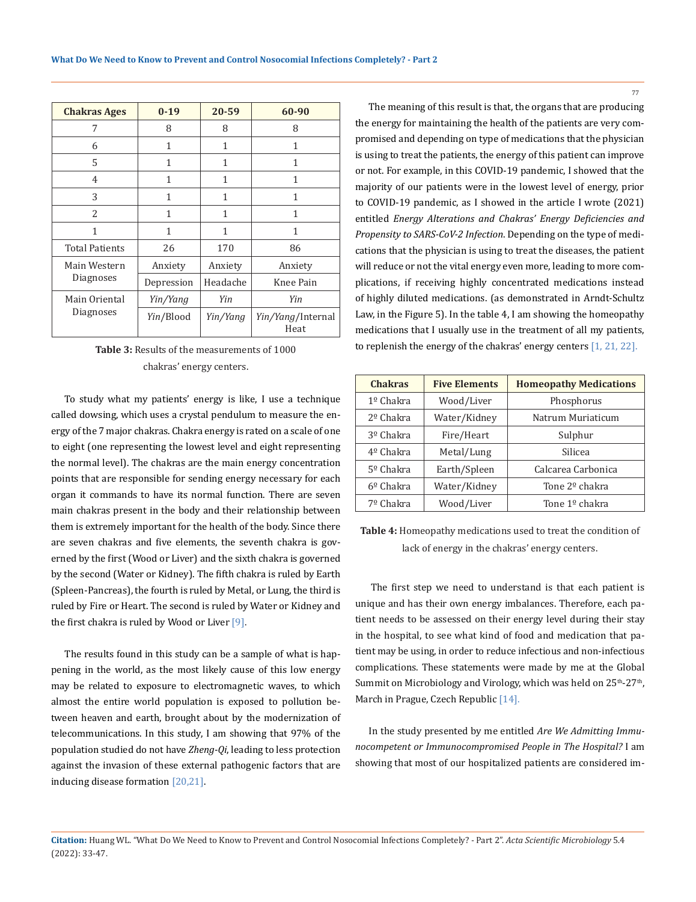| Chakras Ages | 0-19 | 20-59 | 60-90 |
|---|---|---|---|
| 7 | 8 | 8 | 8 |
| 6 | 1 | 1 | 1 |
| 5 | 1 | 1 | 1 |
| 4 | 1 | 1 | 1 |
| 3 | 1 | 1 | 1 |
| 2 | 1 | 1 | 1 |
| 1 | 1 | 1 | 1 |
| Total Patients | 26 | 170 | 86 |
| Main Western Diagnoses | Anxiety | Anxiety | Anxiety |
| | Depression | Headache | Knee Pain |
| Main Oriental Diagnoses | *Yin/Yang* | *Yin* | *Yin* |
| | *Yin*/Blood | *Yin/Yang* | *Yin/Yang*/Internal Heat |

**Table 3:** Results of the measurements of 1000 chakras' energy centers.

To study what my patients' energy is like, I use a technique called dowsing, which uses a crystal pendulum to measure the energy of the 7 major chakras. Chakra energy is rated on a scale of one to eight (one representing the lowest level and eight representing the normal level). The chakras are the main energy concentration points that are responsible for sending energy necessary for each organ it commands to have its normal function. There are seven main chakras present in the body and their relationship between them is extremely important for the health of the body. Since there are seven chakras and five elements, the seventh chakra is governed by the first (Wood or Liver) and the sixth chakra is governed by the second (Water or Kidney). The fifth chakra is ruled by Earth (Spleen-Pancreas), the fourth is ruled by Metal, or Lung, the third is ruled by Fire or Heart. The second is ruled by Water or Kidney and the first chakra is ruled by Wood or Liver [9].

The results found in this study can be a sample of what is happening in the world, as the most likely cause of this low energy may be related to exposure to electromagnetic waves, to which almost the entire world population is exposed to pollution between heaven and earth, brought about by the modernization of telecommunications. In this study, I am showing that 97% of the population studied do not have *Zheng-Qi*, leading to less protection against the invasion of these external pathogenic factors that are inducing disease formation [20,21].

The meaning of this result is that, the organs that are producing the energy for maintaining the health of the patients are very compromised and depending on type of medications that the physician is using to treat the patients, the energy of this patient can improve or not. For example, in this COVID-19 pandemic, I showed that the majority of our patients were in the lowest level of energy, prior to COVID-19 pandemic, as I showed in the article I wrote (2021) entitled *Energy Alterations and Chakras' Energy Deficiencies and Propensity to SARS-CoV-2 Infection*. Depending on the type of medications that the physician is using to treat the diseases, the patient will reduce or not the vital energy even more, leading to more complications, if receiving highly concentrated medications instead of highly diluted medications. (as demonstrated in Arndt-Schultz Law, in the Figure 5). In the table 4, I am showing the homeopathy medications that I usually use in the treatment of all my patients, to replenish the energy of the chakras' energy centers [1, 21, 22].

| Chakras | Five Elements | Homeopathy Medications |
|---|---|---|
| 1º Chakra | Wood/Liver | Phosphorus |
| 2º Chakra | Water/Kidney | Natrum Muriaticum |
| 3º Chakra | Fire/Heart | Sulphur |
| 4º Chakra | Metal/Lung | Silicea |
| 5º Chakra | Earth/Spleen | Calcarea Carbonica |
| 6º Chakra | Water/Kidney | Tone 2º chakra |
| 7º Chakra | Wood/Liver | Tone 1º chakra |

**Table 4:** Homeopathy medications used to treat the condition of lack of energy in the chakras' energy centers.

The first step we need to understand is that each patient is unique and has their own energy imbalances. Therefore, each patient needs to be assessed on their energy level during their stay in the hospital, to see what kind of food and medication that patient may be using, in order to reduce infectious and non-infectious complications. These statements were made by me at the Global Summit on Microbiology and Virology, which was held on 25th-27th, March in Prague, Czech Republic [14].

In the study presented by me entitled *Are We Admitting Immunocompetent or Immunocompromised People in The Hospital?* I am showing that most of our hospitalized patients are considered im-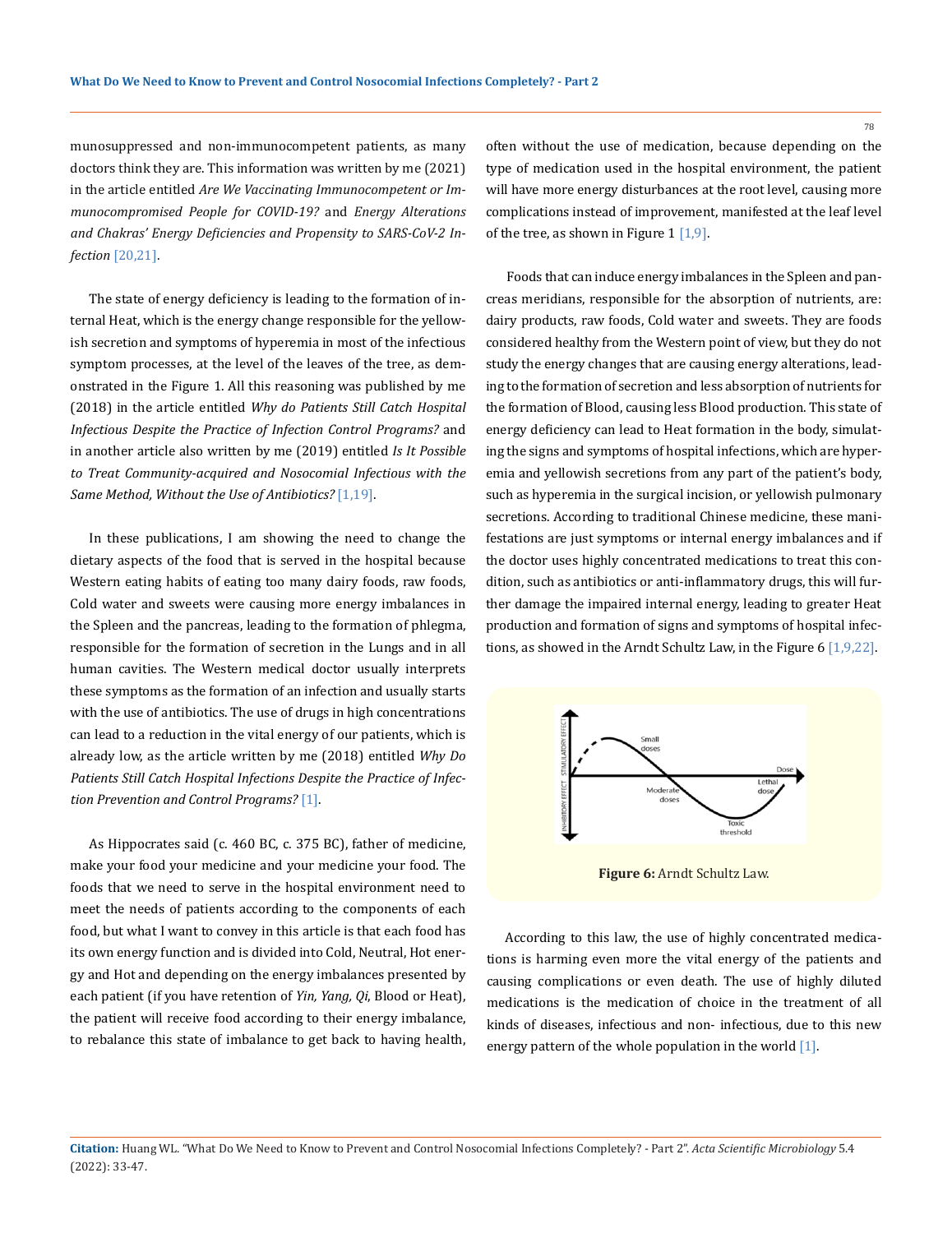munosuppressed and non-immunocompetent patients, as many doctors think they are. This information was written by me (2021) in the article entitled *Are We Vaccinating Immunocompetent or Immunocompromised People for COVID-19?* and *Energy Alterations and Chakras' Energy Deficiencies and Propensity to SARS-CoV-2 Infection* [20,21].

The state of energy deficiency is leading to the formation of internal Heat, which is the energy change responsible for the yellowish secretion and symptoms of hyperemia in most of the infectious symptom processes, at the level of the leaves of the tree, as demonstrated in the Figure 1. All this reasoning was published by me (2018) in the article entitled *Why do Patients Still Catch Hospital Infectious Despite the Practice of Infection Control Programs?* and in another article also written by me (2019) entitled *Is It Possible to Treat Community-acquired and Nosocomial Infectious with the Same Method, Without the Use of Antibiotics?* [1,19].

In these publications, I am showing the need to change the dietary aspects of the food that is served in the hospital because Western eating habits of eating too many dairy foods, raw foods, Cold water and sweets were causing more energy imbalances in the Spleen and the pancreas, leading to the formation of phlegma, responsible for the formation of secretion in the Lungs and in all human cavities. The Western medical doctor usually interprets these symptoms as the formation of an infection and usually starts with the use of antibiotics. The use of drugs in high concentrations can lead to a reduction in the vital energy of our patients, which is already low, as the article written by me (2018) entitled *Why Do Patients Still Catch Hospital Infections Despite the Practice of Infection Prevention and Control Programs?* [1].

As Hippocrates said (c. 460 BC, c. 375 BC), father of medicine, make your food your medicine and your medicine your food. The foods that we need to serve in the hospital environment need to meet the needs of patients according to the components of each food, but what I want to convey in this article is that each food has its own energy function and is divided into Cold, Neutral, Hot energy and Hot and depending on the energy imbalances presented by each patient (if you have retention of *Yin, Yang, Qi*, Blood or Heat), the patient will receive food according to their energy imbalance, to rebalance this state of imbalance to get back to having health, often without the use of medication, because depending on the type of medication used in the hospital environment, the patient will have more energy disturbances at the root level, causing more complications instead of improvement, manifested at the leaf level of the tree, as shown in Figure 1 [1,9].

Foods that can induce energy imbalances in the Spleen and pancreas meridians, responsible for the absorption of nutrients, are: dairy products, raw foods, Cold water and sweets. They are foods considered healthy from the Western point of view, but they do not study the energy changes that are causing energy alterations, leading to the formation of secretion and less absorption of nutrients for the formation of Blood, causing less Blood production. This state of energy deficiency can lead to Heat formation in the body, simulating the signs and symptoms of hospital infections, which are hyperemia and yellowish secretions from any part of the patient's body, such as hyperemia in the surgical incision, or yellowish pulmonary secretions. According to traditional Chinese medicine, these manifestations are just symptoms or internal energy imbalances and if the doctor uses highly concentrated medications to treat this condition, such as antibiotics or anti-inflammatory drugs, this will further damage the impaired internal energy, leading to greater Heat production and formation of signs and symptoms of hospital infections, as showed in the Arndt Schultz Law, in the Figure 6 [1,9,22].

**Figure 6:** Arndt Schultz Law.

According to this law, the use of highly concentrated medications is harming even more the vital energy of the patients and causing complications or even death. The use of highly diluted medications is the medication of choice in the treatment of all kinds of diseases, infectious and non- infectious, due to this new energy pattern of the whole population in the world [1].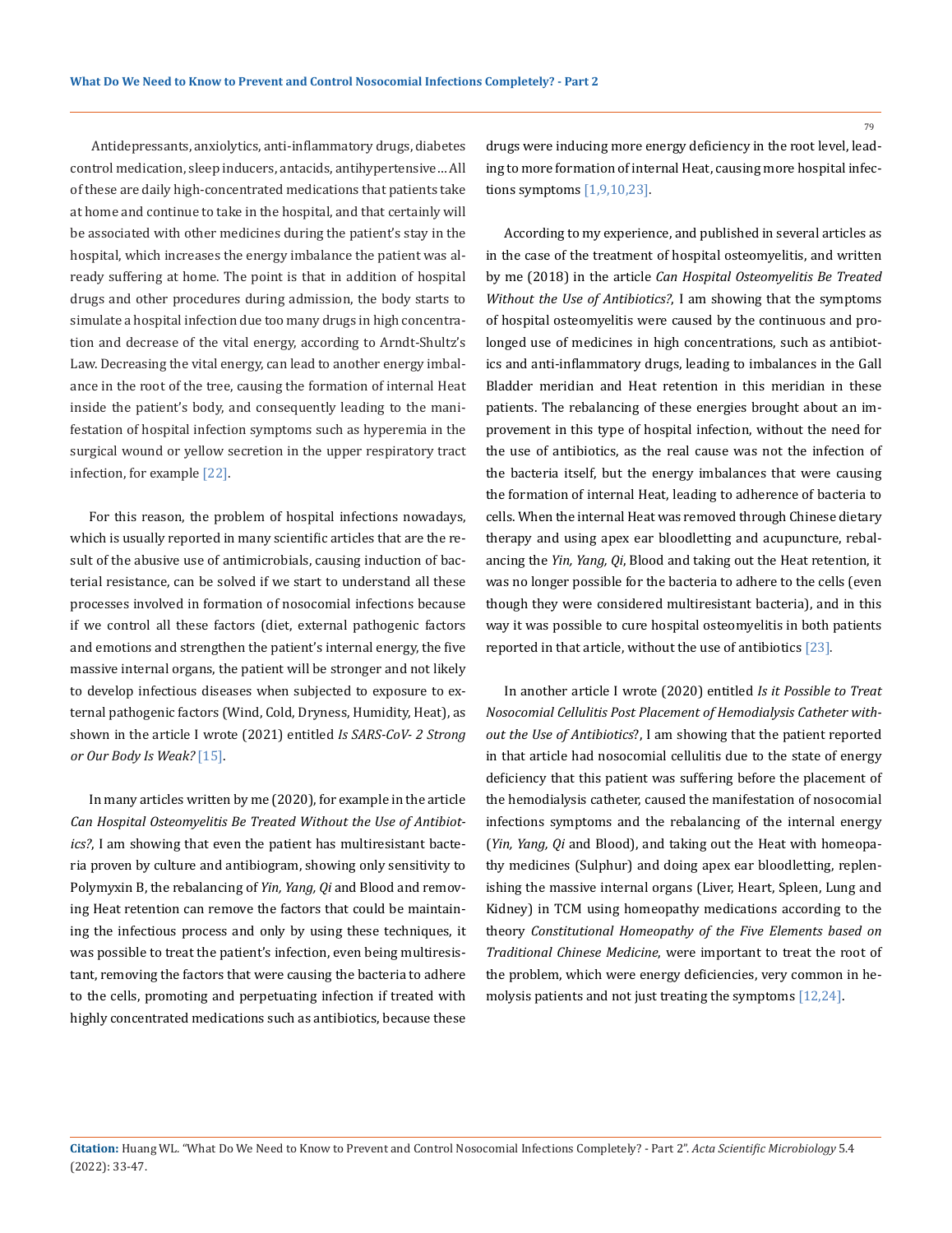Antidepressants, anxiolytics, anti-inflammatory drugs, diabetes control medication, sleep inducers, antacids, antihypertensive… All of these are daily high-concentrated medications that patients take at home and continue to take in the hospital, and that certainly will be associated with other medicines during the patient's stay in the hospital, which increases the energy imbalance the patient was already suffering at home. The point is that in addition of hospital drugs and other procedures during admission, the body starts to simulate a hospital infection due too many drugs in high concentration and decrease of the vital energy, according to Arndt-Shultz's Law. Decreasing the vital energy, can lead to another energy imbalance in the root of the tree, causing the formation of internal Heat inside the patient's body, and consequently leading to the manifestation of hospital infection symptoms such as hyperemia in the surgical wound or yellow secretion in the upper respiratory tract infection, for example [22].

For this reason, the problem of hospital infections nowadays, which is usually reported in many scientific articles that are the result of the abusive use of antimicrobials, causing induction of bacterial resistance, can be solved if we start to understand all these processes involved in formation of nosocomial infections because if we control all these factors (diet, external pathogenic factors and emotions and strengthen the patient's internal energy, the five massive internal organs, the patient will be stronger and not likely to develop infectious diseases when subjected to exposure to external pathogenic factors (Wind, Cold, Dryness, Humidity, Heat), as shown in the article I wrote (2021) entitled *Is SARS-CoV- 2 Strong or Our Body Is Weak?* [15].

In many articles written by me (2020), for example in the article *Can Hospital Osteomyelitis Be Treated Without the Use of Antibiotics?*, I am showing that even the patient has multiresistant bacteria proven by culture and antibiogram, showing only sensitivity to Polymyxin B, the rebalancing of *Yin, Yang, Qi* and Blood and removing Heat retention can remove the factors that could be maintaining the infectious process and only by using these techniques, it was possible to treat the patient's infection, even being multiresistant, removing the factors that were causing the bacteria to adhere to the cells, promoting and perpetuating infection if treated with highly concentrated medications such as antibiotics, because these drugs were inducing more energy deficiency in the root level, leading to more formation of internal Heat, causing more hospital infections symptoms [1,9,10,23].

According to my experience, and published in several articles as in the case of the treatment of hospital osteomyelitis, and written by me (2018) in the article *Can Hospital Osteomyelitis Be Treated Without the Use of Antibiotics?*, I am showing that the symptoms of hospital osteomyelitis were caused by the continuous and prolonged use of medicines in high concentrations, such as antibiotics and anti-inflammatory drugs, leading to imbalances in the Gall Bladder meridian and Heat retention in this meridian in these patients. The rebalancing of these energies brought about an improvement in this type of hospital infection, without the need for the use of antibiotics, as the real cause was not the infection of the bacteria itself, but the energy imbalances that were causing the formation of internal Heat, leading to adherence of bacteria to cells. When the internal Heat was removed through Chinese dietary therapy and using apex ear bloodletting and acupuncture, rebalancing the *Yin, Yang, Qi*, Blood and taking out the Heat retention, it was no longer possible for the bacteria to adhere to the cells (even though they were considered multiresistant bacteria), and in this way it was possible to cure hospital osteomyelitis in both patients reported in that article, without the use of antibiotics [23].

In another article I wrote (2020) entitled *Is it Possible to Treat Nosocomial Cellulitis Post Placement of Hemodialysis Catheter without the Use of Antibiotics*?, I am showing that the patient reported in that article had nosocomial cellulitis due to the state of energy deficiency that this patient was suffering before the placement of the hemodialysis catheter, caused the manifestation of nosocomial infections symptoms and the rebalancing of the internal energy (*Yin, Yang, Qi* and Blood), and taking out the Heat with homeopathy medicines (Sulphur) and doing apex ear bloodletting, replenishing the massive internal organs (Liver, Heart, Spleen, Lung and Kidney) in TCM using homeopathy medications according to the theory *Constitutional Homeopathy of the Five Elements based on Traditional Chinese Medicine*, were important to treat the root of the problem, which were energy deficiencies, very common in hemolysis patients and not just treating the symptoms [12,24].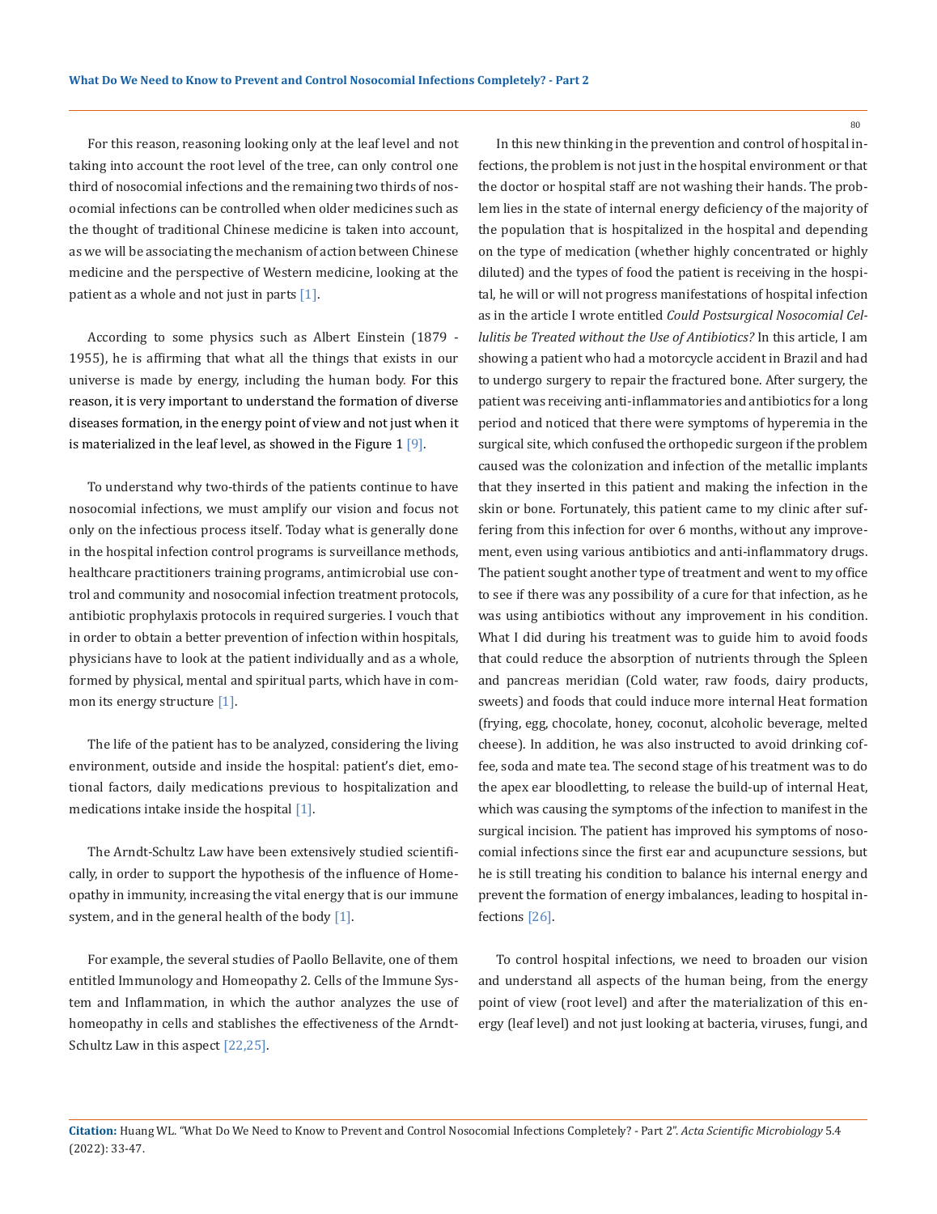For this reason, reasoning looking only at the leaf level and not taking into account the root level of the tree, can only control one third of nosocomial infections and the remaining two thirds of nosocomial infections can be controlled when older medicines such as the thought of traditional Chinese medicine is taken into account, as we will be associating the mechanism of action between Chinese medicine and the perspective of Western medicine, looking at the patient as a whole and not just in parts [1].

According to some physics such as Albert Einstein (1879 - 1955), he is affirming that what all the things that exists in our universe is made by energy, including the human body. For this reason, it is very important to understand the formation of diverse diseases formation, in the energy point of view and not just when it is materialized in the leaf level, as showed in the Figure 1 [9].

To understand why two-thirds of the patients continue to have nosocomial infections, we must amplify our vision and focus not only on the infectious process itself. Today what is generally done in the hospital infection control programs is surveillance methods, healthcare practitioners training programs, antimicrobial use control and community and nosocomial infection treatment protocols, antibiotic prophylaxis protocols in required surgeries. I vouch that in order to obtain a better prevention of infection within hospitals, physicians have to look at the patient individually and as a whole, formed by physical, mental and spiritual parts, which have in common its energy structure [1].

The life of the patient has to be analyzed, considering the living environment, outside and inside the hospital: patient's diet, emotional factors, daily medications previous to hospitalization and medications intake inside the hospital [1].

The Arndt-Schultz Law have been extensively studied scientifically, in order to support the hypothesis of the influence of Homeopathy in immunity, increasing the vital energy that is our immune system, and in the general health of the body [1].

For example, the several studies of Paollo Bellavite, one of them entitled Immunology and Homeopathy 2. Cells of the Immune System and Inflammation, in which the author analyzes the use of homeopathy in cells and stablishes the effectiveness of the Arndt-Schultz Law in this aspect [22,25].

In this new thinking in the prevention and control of hospital infections, the problem is not just in the hospital environment or that the doctor or hospital staff are not washing their hands. The problem lies in the state of internal energy deficiency of the majority of the population that is hospitalized in the hospital and depending on the type of medication (whether highly concentrated or highly diluted) and the types of food the patient is receiving in the hospital, he will or will not progress manifestations of hospital infection as in the article I wrote entitled *Could Postsurgical Nosocomial Cellulitis be Treated without the Use of Antibiotics?* In this article, I am showing a patient who had a motorcycle accident in Brazil and had to undergo surgery to repair the fractured bone. After surgery, the patient was receiving anti-inflammatories and antibiotics for a long period and noticed that there were symptoms of hyperemia in the surgical site, which confused the orthopedic surgeon if the problem caused was the colonization and infection of the metallic implants that they inserted in this patient and making the infection in the skin or bone. Fortunately, this patient came to my clinic after suffering from this infection for over 6 months, without any improvement, even using various antibiotics and anti-inflammatory drugs. The patient sought another type of treatment and went to my office to see if there was any possibility of a cure for that infection, as he was using antibiotics without any improvement in his condition. What I did during his treatment was to guide him to avoid foods that could reduce the absorption of nutrients through the Spleen and pancreas meridian (Cold water, raw foods, dairy products, sweets) and foods that could induce more internal Heat formation (frying, egg, chocolate, honey, coconut, alcoholic beverage, melted cheese). In addition, he was also instructed to avoid drinking coffee, soda and mate tea. The second stage of his treatment was to do the apex ear bloodletting, to release the build-up of internal Heat, which was causing the symptoms of the infection to manifest in the surgical incision. The patient has improved his symptoms of nosocomial infections since the first ear and acupuncture sessions, but he is still treating his condition to balance his internal energy and prevent the formation of energy imbalances, leading to hospital infections [26].

To control hospital infections, we need to broaden our vision and understand all aspects of the human being, from the energy point of view (root level) and after the materialization of this energy (leaf level) and not just looking at bacteria, viruses, fungi, and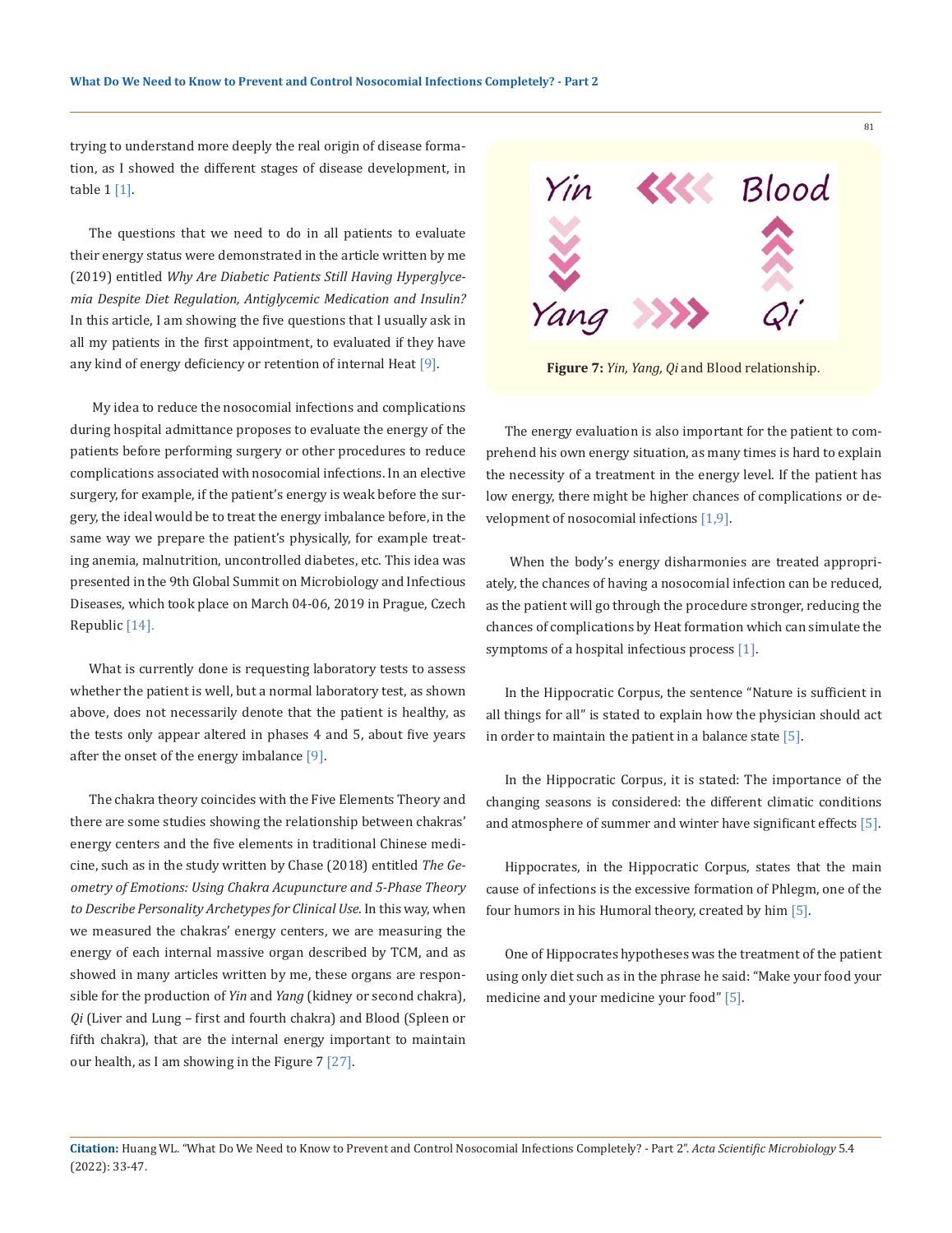trying to understand more deeply the real origin of disease formation, as I showed the different stages of disease development, in table 1 [1].

The questions that we need to do in all patients to evaluate their energy status were demonstrated in the article written by me (2019) entitled *Why Are Diabetic Patients Still Having Hyperglycemia Despite Diet Regulation, Antiglycemic Medication and Insulin?* In this article, I am showing the five questions that I usually ask in all my patients in the first appointment, to evaluated if they have any kind of energy deficiency or retention of internal Heat [9].

My idea to reduce the nosocomial infections and complications during hospital admittance proposes to evaluate the energy of the patients before performing surgery or other procedures to reduce complications associated with nosocomial infections. In an elective surgery, for example, if the patient's energy is weak before the surgery, the ideal would be to treat the energy imbalance before, in the same way we prepare the patient's physically, for example treating anemia, malnutrition, uncontrolled diabetes, etc. This idea was presented in the 9th Global Summit on Microbiology and Infectious Diseases, which took place on March 04-06, 2019 in Prague, Czech Republic [14].

What is currently done is requesting laboratory tests to assess whether the patient is well, but a normal laboratory test, as shown above, does not necessarily denote that the patient is healthy, as the tests only appear altered in phases 4 and 5, about five years after the onset of the energy imbalance [9].

The chakra theory coincides with the Five Elements Theory and there are some studies showing the relationship between chakras' energy centers and the five elements in traditional Chinese medicine, such as in the study written by Chase (2018) entitled *The Geometry of Emotions: Using Chakra Acupuncture and 5-Phase Theory to Describe Personality Archetypes for Clinical Use*. In this way, when we measured the chakras' energy centers, we are measuring the energy of each internal massive organ described by TCM, and as showed in many articles written by me, these organs are responsible for the production of *Yin* and *Yang* (kidney or second chakra), *Qi* (Liver and Lung – first and fourth chakra) and Blood (Spleen or fifth chakra), that are the internal energy important to maintain our health, as I am showing in the Figure 7 [27].

**Figure 7:** *Yin, Yang, Qi* and Blood relationship.

The energy evaluation is also important for the patient to comprehend his own energy situation, as many times is hard to explain the necessity of a treatment in the energy level. If the patient has low energy, there might be higher chances of complications or development of nosocomial infections [1,9].

When the body's energy disharmonies are treated appropriately, the chances of having a nosocomial infection can be reduced, as the patient will go through the procedure stronger, reducing the chances of complications by Heat formation which can simulate the symptoms of a hospital infectious process [1].

In the Hippocratic Corpus, the sentence "Nature is sufficient in all things for all" is stated to explain how the physician should act in order to maintain the patient in a balance state [5].

In the Hippocratic Corpus, it is stated: The importance of the changing seasons is considered: the different climatic conditions and atmosphere of summer and winter have significant effects [5].

Hippocrates, in the Hippocratic Corpus, states that the main cause of infections is the excessive formation of Phlegm, one of the four humors in his Humoral theory, created by him [5].

One of Hippocrates hypotheses was the treatment of the patient using only diet such as in the phrase he said: "Make your food your medicine and your medicine your food" [5].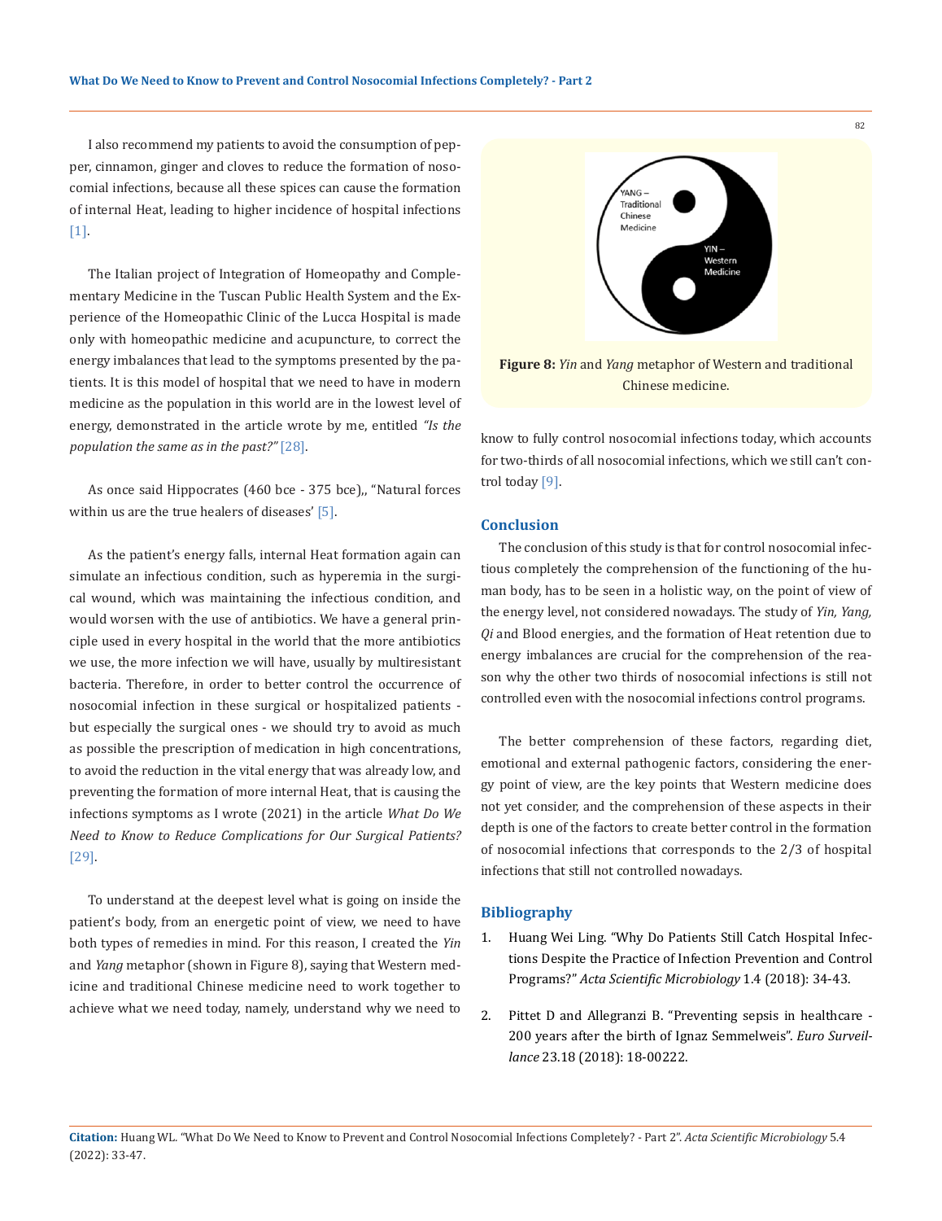I also recommend my patients to avoid the consumption of pepper, cinnamon, ginger and cloves to reduce the formation of nosocomial infections, because all these spices can cause the formation of internal Heat, leading to higher incidence of hospital infections [1].

The Italian project of Integration of Homeopathy and Complementary Medicine in the Tuscan Public Health System and the Experience of the Homeopathic Clinic of the Lucca Hospital is made only with homeopathic medicine and acupuncture, to correct the energy imbalances that lead to the symptoms presented by the patients. It is this model of hospital that we need to have in modern medicine as the population in this world are in the lowest level of energy, demonstrated in the article wrote by me, entitled *"Is the population the same as in the past?"* [28].

As once said Hippocrates (460 bce - 375 bce),, "Natural forces within us are the true healers of diseases' [5].

As the patient's energy falls, internal Heat formation again can simulate an infectious condition, such as hyperemia in the surgical wound, which was maintaining the infectious condition, and would worsen with the use of antibiotics. We have a general principle used in every hospital in the world that the more antibiotics we use, the more infection we will have, usually by multiresistant bacteria. Therefore, in order to better control the occurrence of nosocomial infection in these surgical or hospitalized patients - but especially the surgical ones - we should try to avoid as much as possible the prescription of medication in high concentrations, to avoid the reduction in the vital energy that was already low, and preventing the formation of more internal Heat, that is causing the infections symptoms as I wrote (2021) in the article *What Do We Need to Know to Reduce Complications for Our Surgical Patients?* [29].

To understand at the deepest level what is going on inside the patient's body, from an energetic point of view, we need to have both types of remedies in mind. For this reason, I created the *Yin* and *Yang* metaphor (shown in Figure 8), saying that Western medicine and traditional Chinese medicine need to work together to achieve what we need today, namely, understand why we need to know to fully control nosocomial infections today, which accounts for two-thirds of all nosocomial infections, which we still can't control today [9].

**Figure 8:** *Yin* and *Yang* metaphor of Western and traditional Chinese medicine.

## Conclusion

The conclusion of this study is that for control nosocomial infectious completely the comprehension of the functioning of the human body, has to be seen in a holistic way, on the point of view of the energy level, not considered nowadays. The study of *Yin, Yang, Qi* and Blood energies, and the formation of Heat retention due to energy imbalances are crucial for the comprehension of the reason why the other two thirds of nosocomial infections is still not controlled even with the nosocomial infections control programs.

The better comprehension of these factors, regarding diet, emotional and external pathogenic factors, considering the energy point of view, are the key points that Western medicine does not yet consider, and the comprehension of these aspects in their depth is one of the factors to create better control in the formation of nosocomial infections that corresponds to the 2/3 of hospital infections that still not controlled nowadays.

## Bibliography

1. Huang Wei Ling. "Why Do Patients Still Catch Hospital Infections Despite the Practice of Infection Prevention and Control Programs?" *Acta Scientific Microbiology* 1.4 (2018): 34-43.
2. Pittet D and Allegranzi B. "Preventing sepsis in healthcare - 200 years after the birth of Ignaz Semmelweis". *Euro Surveillance* 23.18 (2018): 18-00222.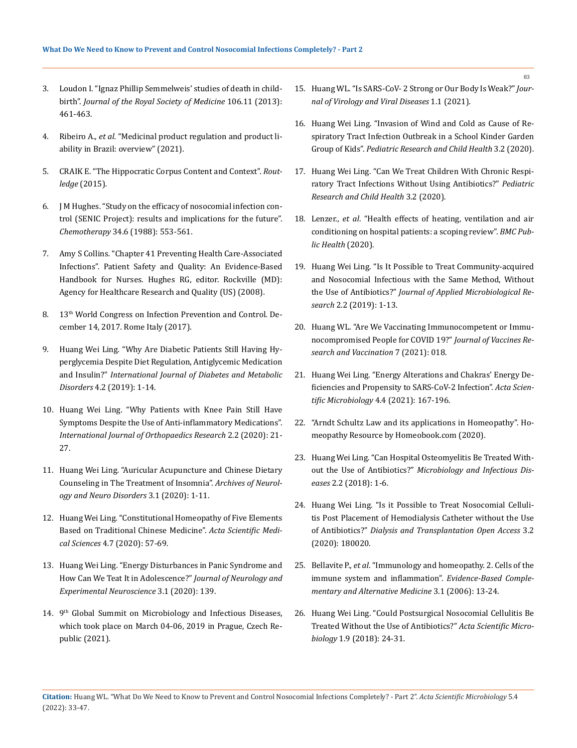3. Loudon I. "Ignaz Phillip Semmelweis' studies of death in childbirth". *Journal of the Royal Society of Medicine* 106.11 (2013): 461-463.

4. Ribeiro A., *et al*. "Medicinal product regulation and product liability in Brazil: overview" (2021).

5. CRAIK E. "The Hippocratic Corpus Content and Context". *Routledge* (2015).

6. J M Hughes. "Study on the efficacy of nosocomial infection control (SENIC Project): results and implications for the future". *Chemotherapy* 34.6 (1988): 553-561.

7. Amy S Collins. "Chapter 41 Preventing Health Care-Associated Infections". Patient Safety and Quality: An Evidence-Based Handbook for Nurses. Hughes RG, editor. Rockville (MD): Agency for Healthcare Research and Quality (US) (2008).

8. 13th World Congress on Infection Prevention and Control. December 14, 2017. Rome Italy (2017).

9. Huang Wei Ling. "Why Are Diabetic Patients Still Having Hyperglycemia Despite Diet Regulation, Antiglycemic Medication and Insulin?" *International Journal of Diabetes and Metabolic Disorders* 4.2 (2019): 1-14.

10. Huang Wei Ling. "Why Patients with Knee Pain Still Have Symptoms Despite the Use of Anti-inflammatory Medications". *International Journal of Orthopaedics Research* 2.2 (2020): 21-27.

11. Huang Wei Ling. "Auricular Acupuncture and Chinese Dietary Counseling in The Treatment of Insomnia". *Archives of Neurology and Neuro Disorders* 3.1 (2020): 1-11.

12. Huang Wei Ling. "Constitutional Homeopathy of Five Elements Based on Traditional Chinese Medicine". *Acta Scientific Medical Sciences* 4.7 (2020): 57-69.

13. Huang Wei Ling. "Energy Disturbances in Panic Syndrome and How Can We Teat It in Adolescence?" *Journal of Neurology and Experimental Neuroscience* 3.1 (2020): 139.

14. 9th Global Summit on Microbiology and Infectious Diseases, which took place on March 04-06, 2019 in Prague, Czech Republic (2021).

15. Huang WL. "Is SARS-CoV- 2 Strong or Our Body Is Weak?" *Journal of Virology and Viral Diseases* 1.1 (2021).

16. Huang Wei Ling. "Invasion of Wind and Cold as Cause of Respiratory Tract Infection Outbreak in a School Kinder Garden Group of Kids". *Pediatric Research and Child Health* 3.2 (2020).

17. Huang Wei Ling. "Can We Treat Children With Chronic Respiratory Tract Infections Without Using Antibiotics?" *Pediatric Research and Child Health* 3.2 (2020).

18. Lenzer., *et al*. "Health effects of heating, ventilation and air conditioning on hospital patients: a scoping review". *BMC Public Health* (2020).

19. Huang Wei Ling. "Is It Possible to Treat Community-acquired and Nosocomial Infectious with the Same Method, Without the Use of Antibiotics?" *Journal of Applied Microbiological Research* 2.2 (2019): 1-13.

20. Huang WL. "Are We Vaccinating Immunocompetent or Immunocompromised People for COVID 19?" *Journal of Vaccines Research and Vaccination* 7 (2021): 018.

21. Huang Wei Ling. "Energy Alterations and Chakras' Energy Deficiencies and Propensity to SARS-CoV-2 Infection". *Acta Scientific Microbiology* 4.4 (2021): 167-196.

22. "Arndt Schultz Law and its applications in Homeopathy". Homeopathy Resource by Homeobook.com (2020).

23. Huang Wei Ling. "Can Hospital Osteomyelitis Be Treated Without the Use of Antibiotics?" *Microbiology and Infectious Diseases* 2.2 (2018): 1-6.

24. Huang Wei Ling. "Is it Possible to Treat Nosocomial Cellulitis Post Placement of Hemodialysis Catheter without the Use of Antibiotics?" *Dialysis and Transplantation Open Access* 3.2 (2020): 180020.

25. Bellavite P., *et al*. "Immunology and homeopathy. 2. Cells of the immune system and inflammation". *Evidence-Based Complementary and Alternative Medicine* 3.1 (2006): 13-24.

26. Huang Wei Ling. "Could Postsurgical Nosocomial Cellulitis Be Treated Without the Use of Antibiotics?" *Acta Scientific Microbiology* 1.9 (2018): 24-31.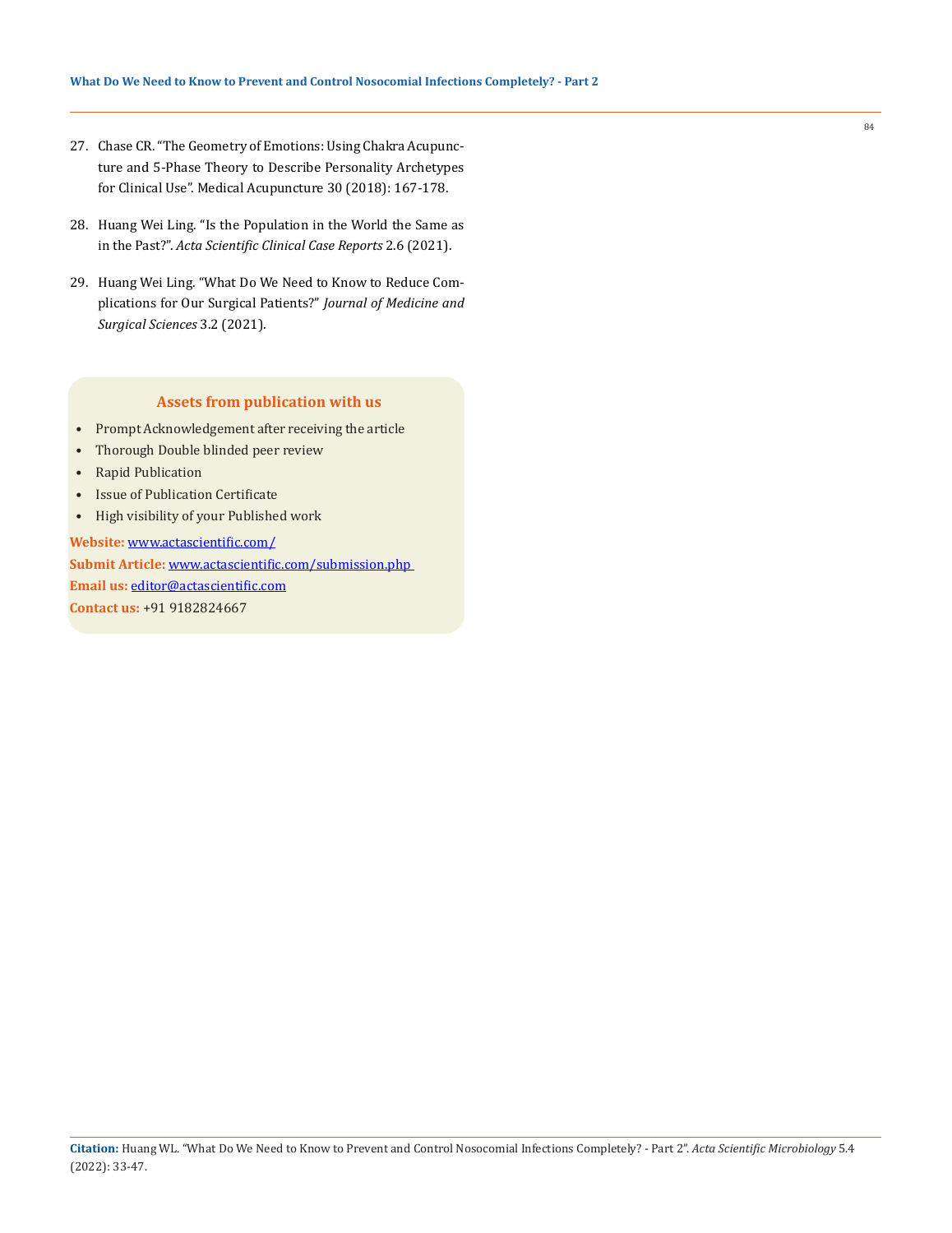27. Chase CR. “The Geometry of Emotions: Using Chakra Acupuncture and 5-Phase Theory to Describe Personality Archetypes for Clinical Use”. Medical Acupuncture 30 (2018): 167-178.

28. Huang Wei Ling. “Is the Population in the World the Same as in the Past?”. *Acta Scientific Clinical Case Reports* 2.6 (2021).

29. Huang Wei Ling. “What Do We Need to Know to Reduce Complications for Our Surgical Patients?” *Journal of Medicine and Surgical Sciences* 3.2 (2021).

### Assets from publication with us

- Prompt Acknowledgement after receiving the article
- Thorough Double blinded peer review
- Rapid Publication
- Issue of Publication Certificate
- High visibility of your Published work

**Website:** www.actascientific.com/

**Submit Article:** www.actascientific.com/submission.php

**Email us:** editor@actascientific.com

**Contact us:** +91 9182824667

**Citation:** Huang WL. “What Do We Need to Know to Prevent and Control Nosocomial Infections Completely? - Part 2”. *Acta Scientific Microbiology* 5.4 (2022): 33-47.